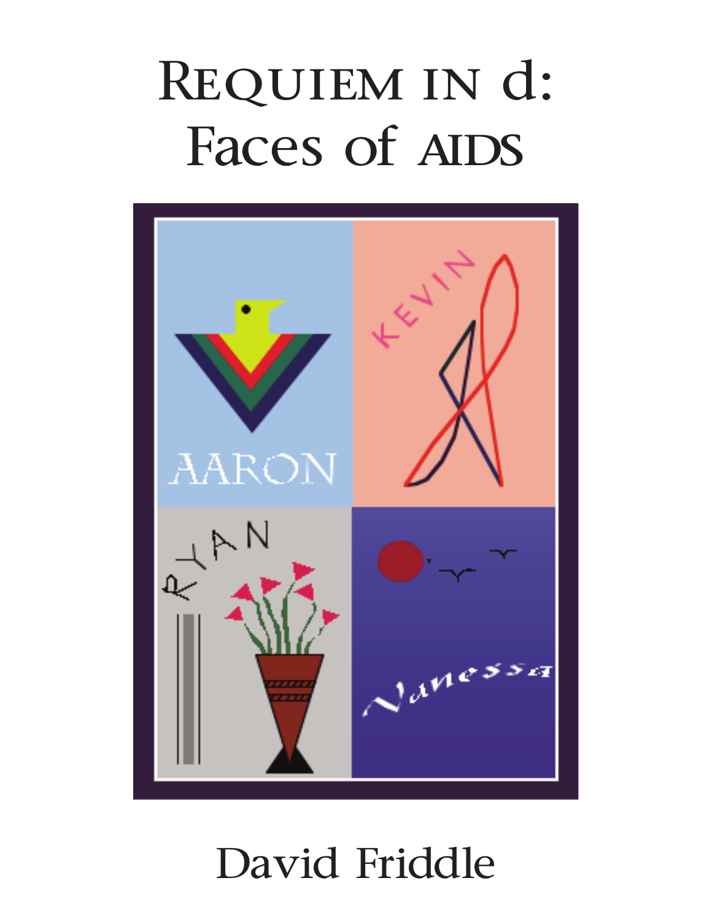# Requiem in d: Faces of AIDS

David Friddle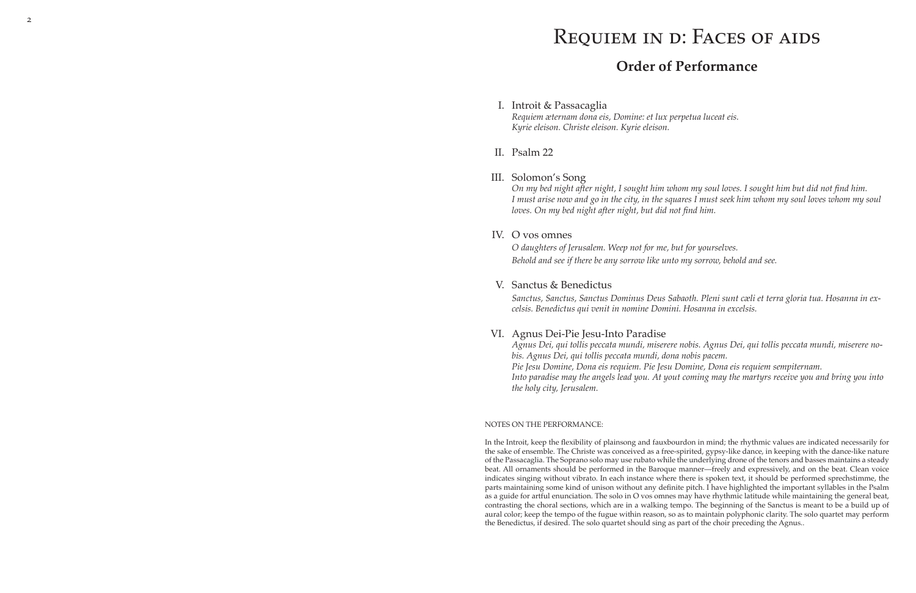# Requiem in d: Faces of aids

## Order of Performance

I. Introit & Passacaglia
*Requiem æternam dona eis, Domine: et lux perpetua luceat eis.*
*Kyrie eleison. Christe eleison. Kyrie eleison.*

II. Psalm 22

III. Solomon's Song
*On my bed night after night, I sought him whom my soul loves. I sought him but did not find him. I must arise now and go in the city, in the squares I must seek him whom my soul loves whom my soul loves. On my bed night after night, but did not find him.*

IV. O vos omnes
*O daughters of Jerusalem. Weep not for me, but for yourselves.*
*Behold and see if there be any sorrow like unto my sorrow, behold and see.*

V. Sanctus & Benedictus
*Sanctus, Sanctus, Sanctus Dominus Deus Sabaoth. Pleni sunt cæli et terra gloria tua. Hosanna in excelsis. Benedictus qui venit in nomine Domini. Hosanna in excelsis.*

VI. Agnus Dei-Pie Jesu-Into Paradise
*Agnus Dei, qui tollis peccata mundi, miserere nobis. Agnus Dei, qui tollis peccata mundi, miserere nobis. Agnus Dei, qui tollis peccata mundi, dona nobis pacem.*
*Pie Jesu Domine, Dona eis requiem. Pie Jesu Domine, Dona eis requiem sempiternam.*
*Into paradise may the angels lead you. At yout coming may the martyrs receive you and bring you into the holy city, Jerusalem.*

NOTES ON THE PERFORMANCE:

In the Introit, keep the flexibility of plainsong and fauxbourdon in mind; the rhythmic values are indicated necessarily for the sake of ensemble. The Christe was conceived as a free-spirited, gypsy-like dance, in keeping with the dance-like nature of the Passacaglia. The Soprano solo may use rubato while the underlying drone of the tenors and basses maintains a steady beat. All ornaments should be performed in the Baroque manner—freely and expressively, and on the beat. Clean voice indicates singing without vibrato. In each instance where there is spoken text, it should be performed sprechstimme, the parts maintaining some kind of unison without any definite pitch. I have highlighted the important syllables in the Psalm as a guide for artful enunciation. The solo in O vos omnes may have rhythmic latitude while maintaining the general beat, contrasting the choral sections, which are in a walking tempo. The beginning of the Sanctus is meant to be a build up of aural color; keep the tempo of the fugue within reason, so as to maintain polyphonic clarity. The solo quartet may perform the Benedictus, if desired. The solo quartet should sing as part of the choir preceding the Agnus..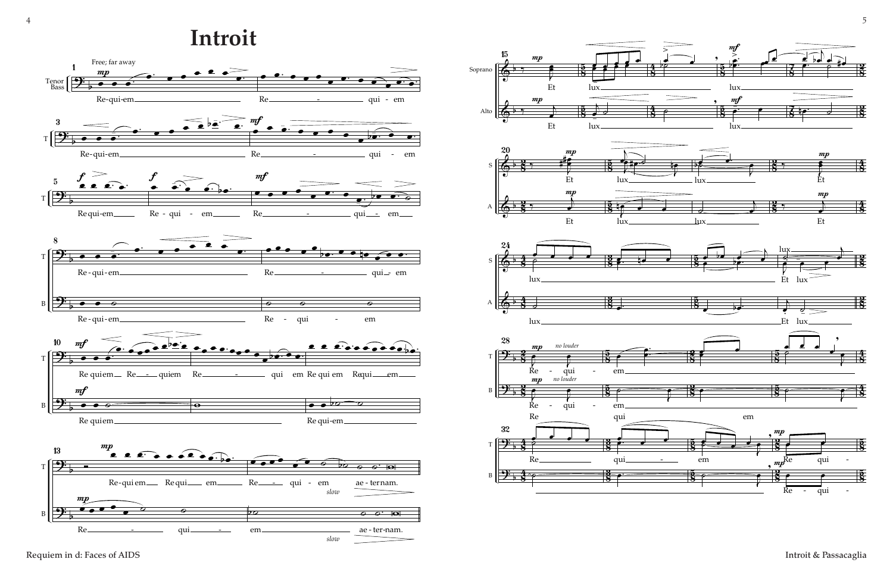# Introit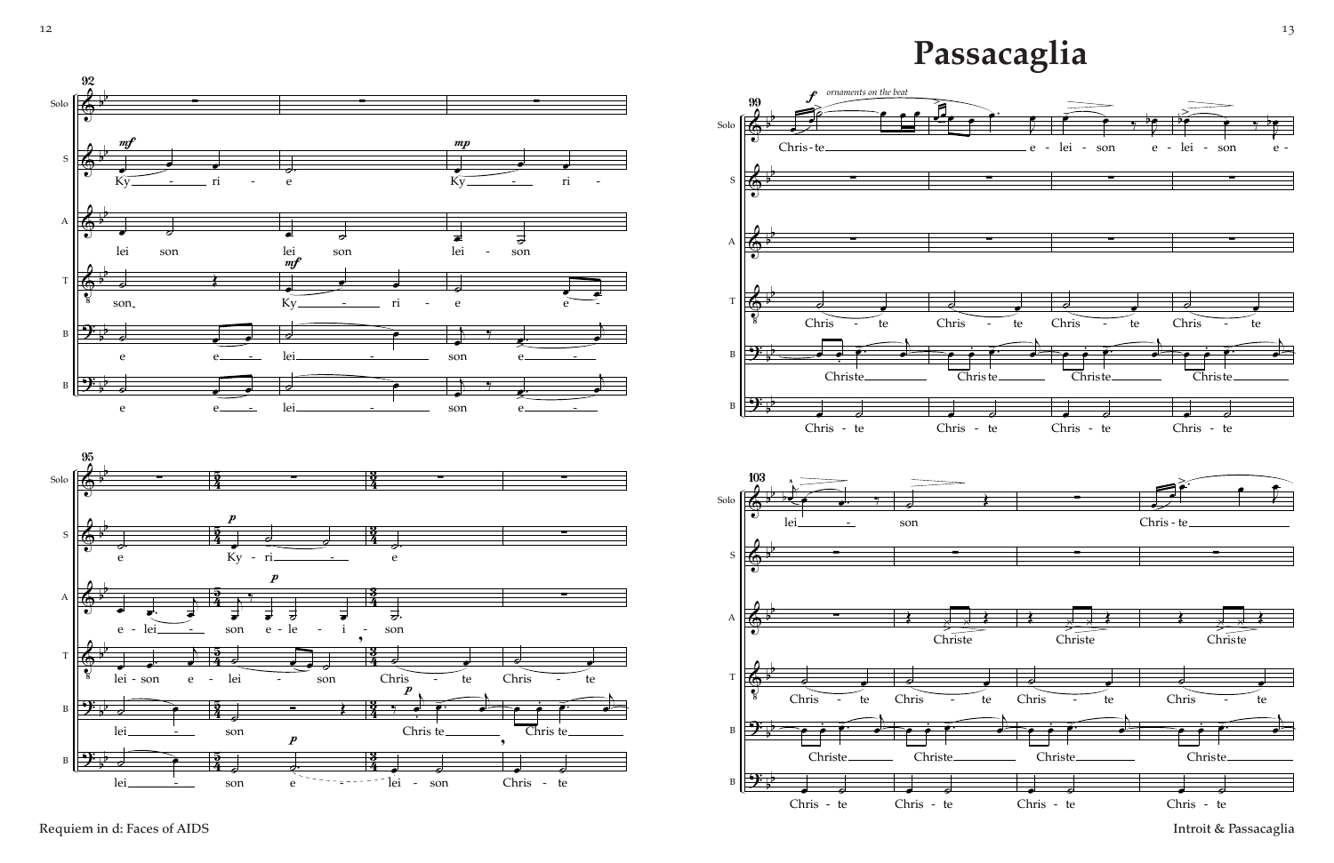# Passacaglia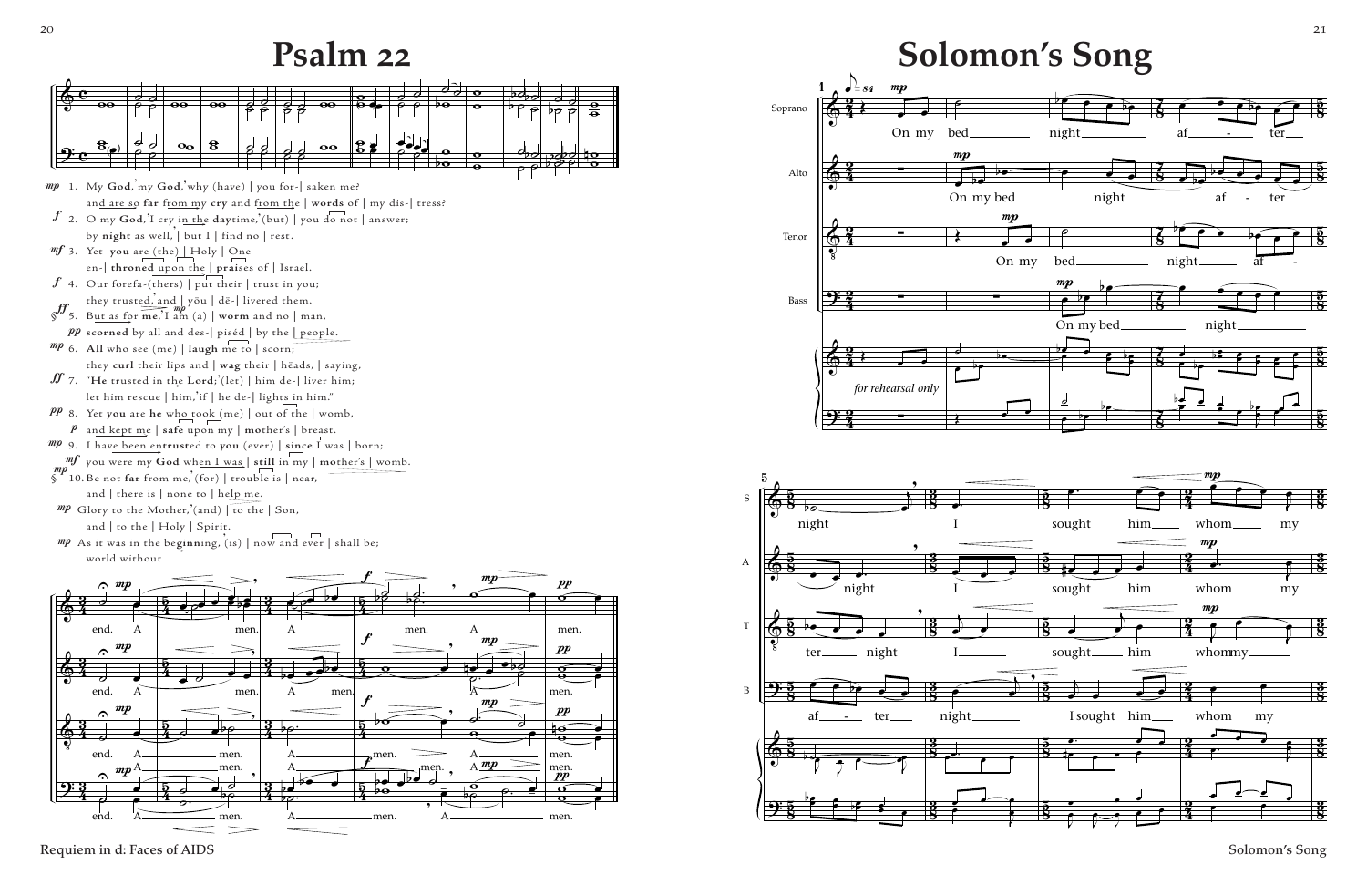# Psalm 22

*mp* 1. My **God**, my **God**, why (have) | you for-| saken me?
and are so **far** from my **cry** and from the | **words** of | my dis-| tress?

*f* 2. O my **God**, I cry in the **day**time, (but) | you do not | answer;
by **night** as well, | but I | find no | rest.

*mf* 3. Yet **you** are (the) | Holy | One
en-| **throned** upon the | **prai**ses of | Israel.

*f* 4. Our forefa-(thers) | put their | trust in you;
they trusted, and | yōu | dē-| livered them.

*ff* 5. But as for **me**, I am (a) | **worm** and no | man,
*pp* **scorned** by all and des-| piséd | by the | people.

*mp* 6. **All** who see (me) | **laugh** me to | scorn;
they **curl** their lips and | **wag** their | hēads, | saying,

*ff* 7. "**He** trusted in the **Lord**; (let) | him de-| liver him;
let him rescue | him, if | he de-| lights in him."

*pp* 8. Yet **you** are **he** who took (me) | out of the | womb,
*p* and kept me | **safe** upon my | **mo**ther's | breast.

*mp* 9. I have been en**trust**ed to **you** (ever) | **since** I was | born;
*mf* you were my **God** when I was | **still** in my | **mo**ther's | womb.

*mp* 10. Be not **far** from me, (for) | trouble is | near,
and | there is | none to | help me.

*mp* Glory to the Mother, (and) | to the | Son,
and | to the | Holy | Spirit.

*mp* As it was in the be**ginn**ing, (is) | now and ever | shall be;
world without end. Amen. Amen. Amen. Amen.

# Solomon's Song

On my bed night after night I sought him whom my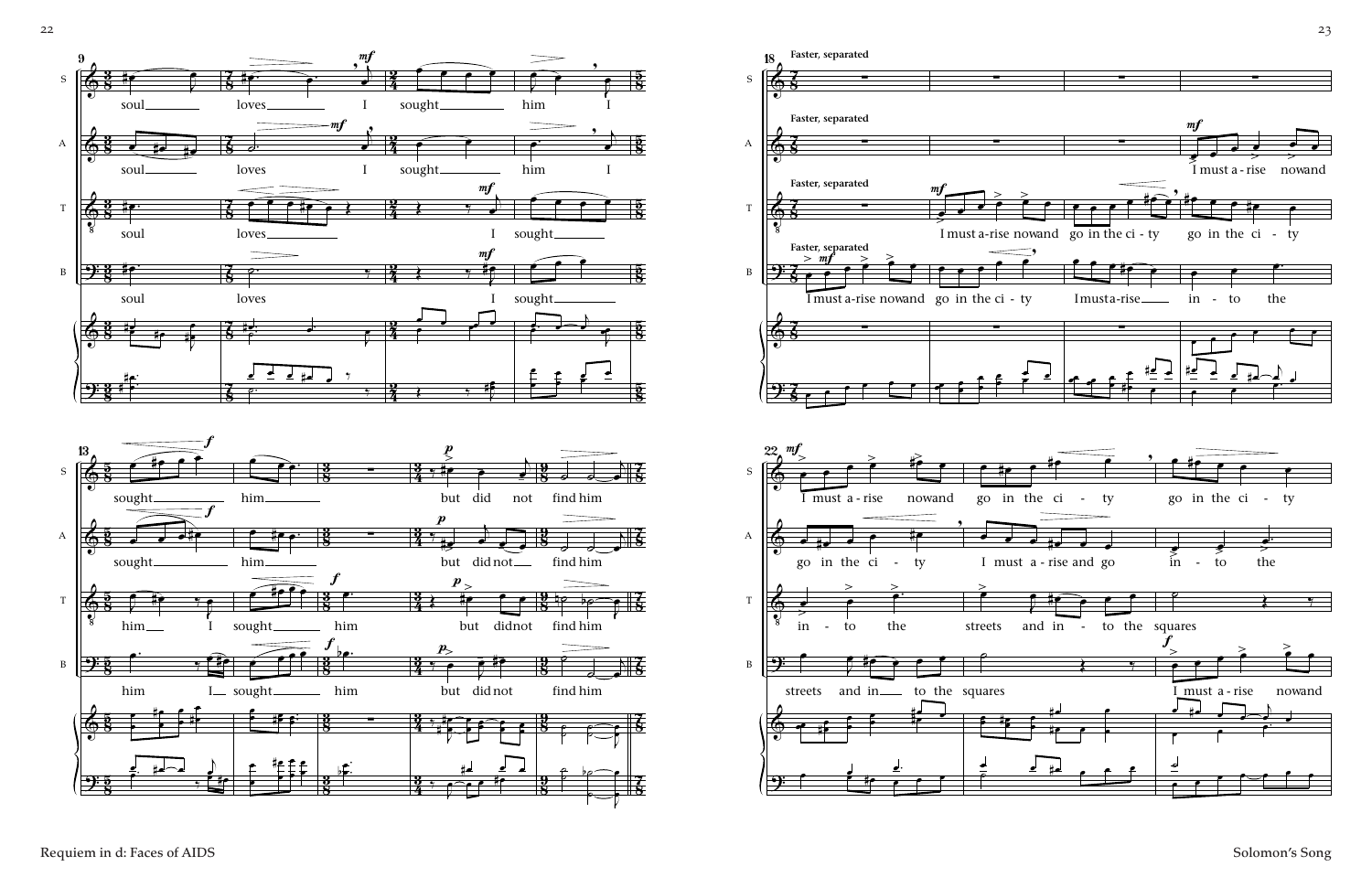Faster, separated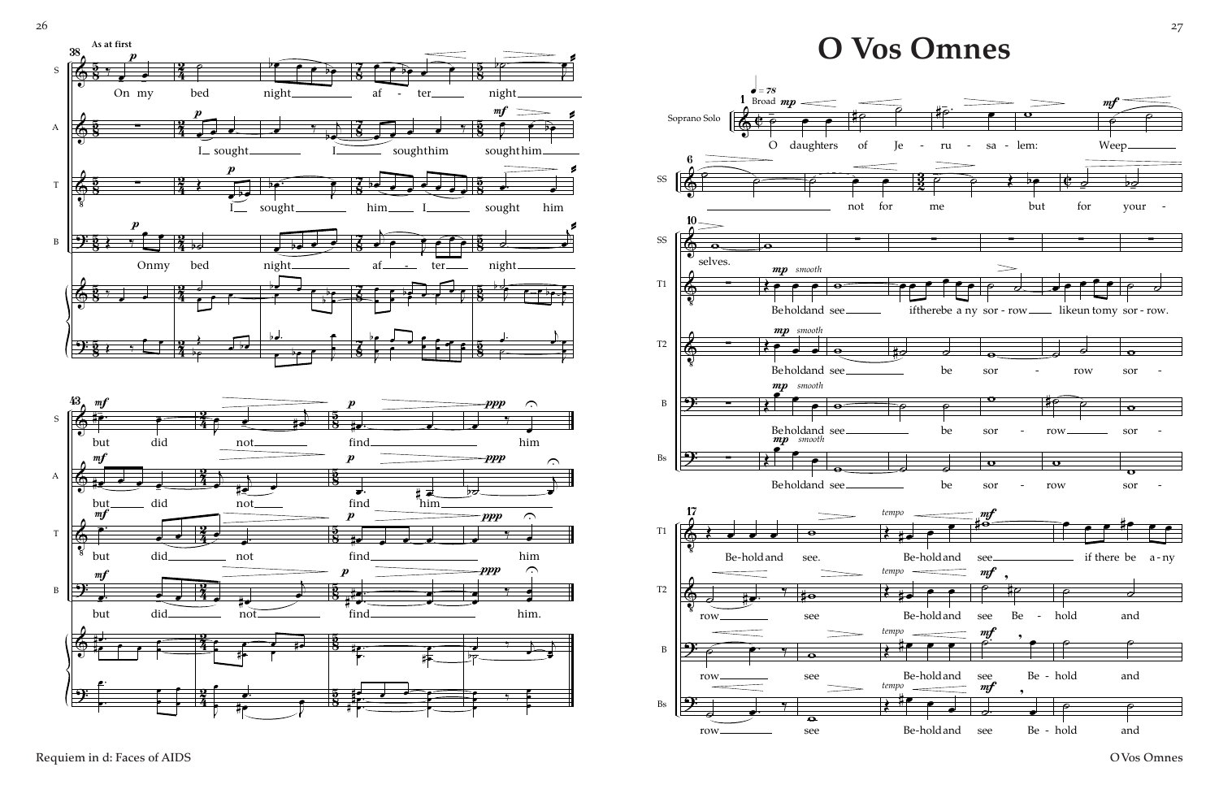# O Vos Omnes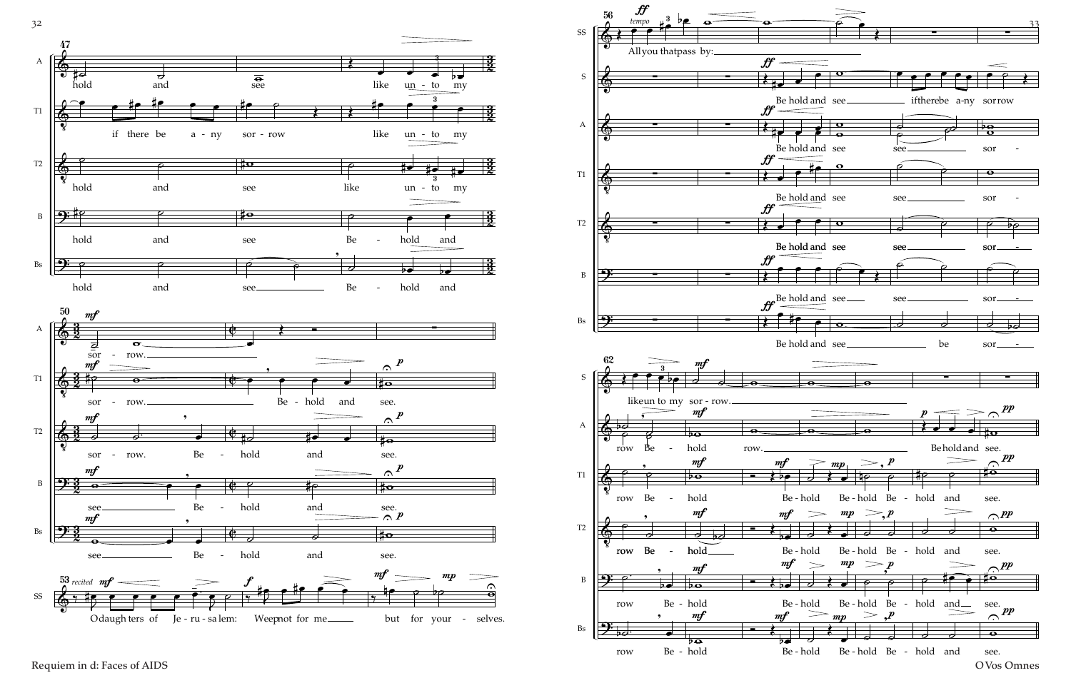**47**

A: hold and see like un - to my

T1: if there be a - ny sor - row like un - to my

T2: hold and see like un - to my

B: hold and see Be - hold and

Bs: hold and see Be - hold and

**50**

A: sor - row.

T1: sor - row. Be - hold and see.

T2: sor - row. Be - hold and see.

B: see Be - hold and see.

Bs: see Be - hold and see.

**53** *recited*

SS: O daugh ters of Je - ru - sa lem: Weep not for me but for your - selves.

**56** *tempo*

SS: All you that pass by:

S: Be hold and see if there be a-ny sor row

A: Be hold and see see sor -

T1: Be hold and see see sor -

T2: Be hold and see see sor -

B: Be hold and see see sor -

Bs: Be hold and see be sor -

**62**

S: like un to my sor - row.

A: row Be - hold row. Be hold and see.

T1: row Be - hold Be - hold Be - hold Be - hold and see.

T2: row Be - hold Be - hold Be - hold Be - hold and see.

B: row Be - hold Be - hold Be - hold Be - hold and see.

Bs: row Be - hold Be - hold Be - hold Be - hold and see.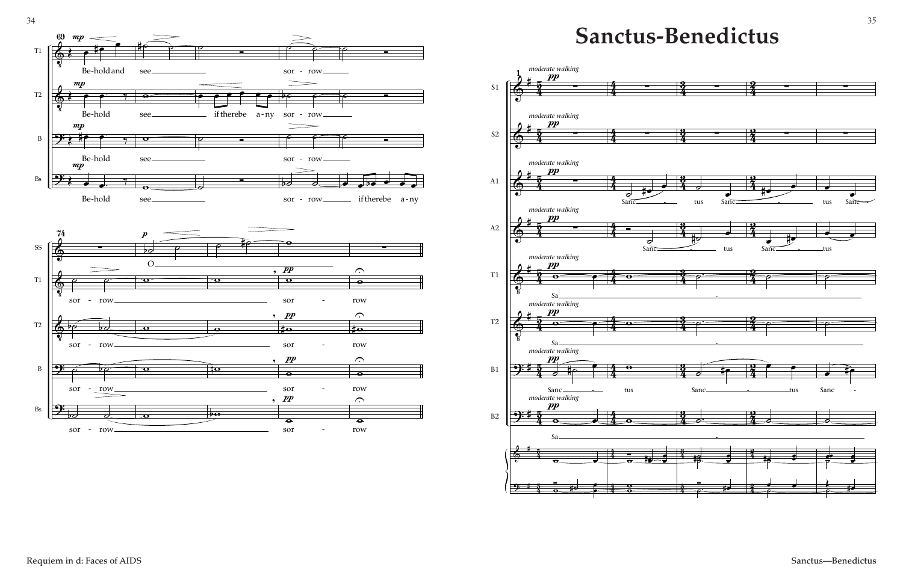# Sanctus-Benedictus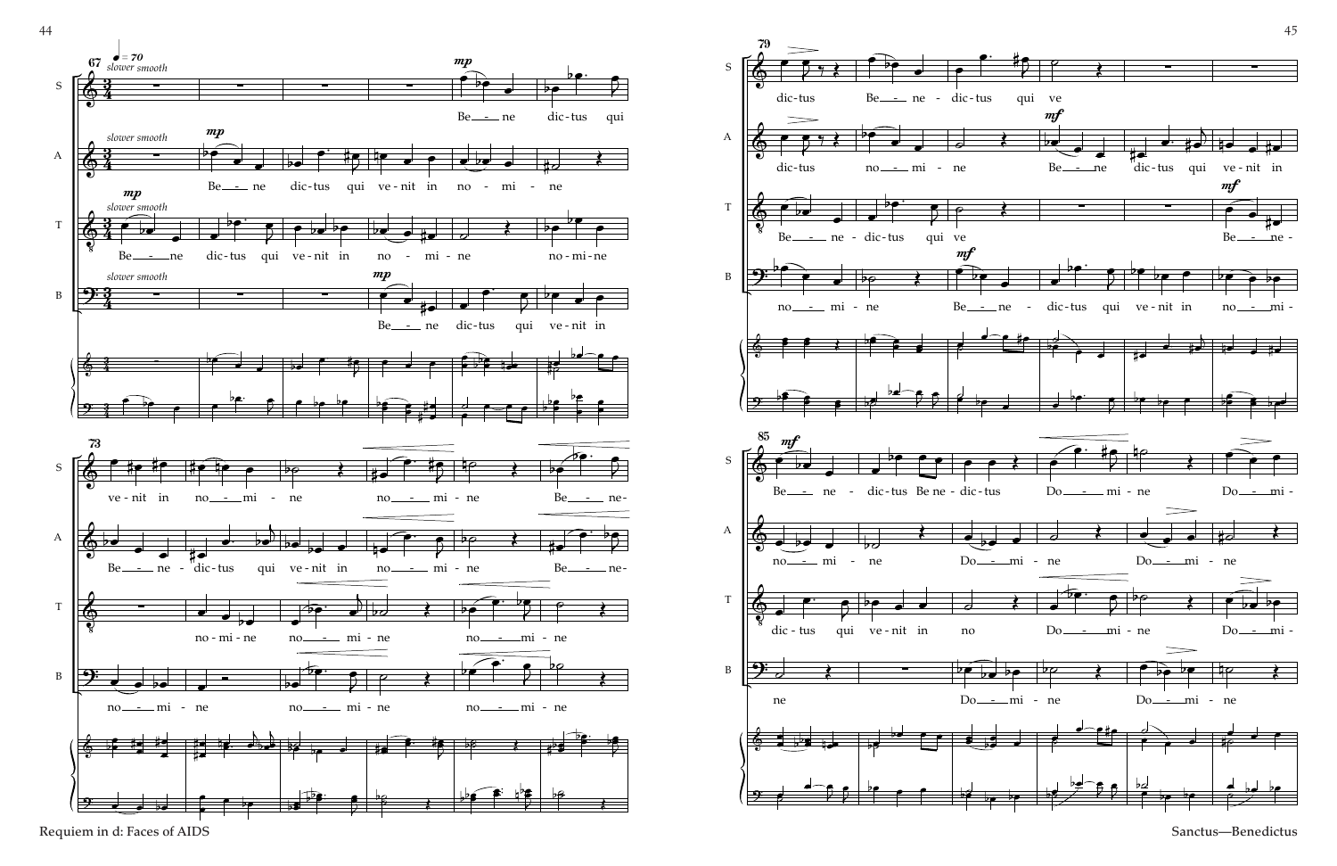**67** ♩ = 70 *slower smooth*

S: *mp* Be — ne dic-tus qui

A: *slower smooth* *mp* Be — ne dic-tus qui ve-nit in no - mi - ne

T: *mp* *slower smooth* Be — ne dic-tus qui ve-nit in no - mi - ne no-mi-ne

B: *slower smooth* *mp* Be — ne dic-tus qui ve-nit in

**73**

S: ve-nit in no — mi - ne no — mi - ne Be — ne-

A: Be — ne - dic-tus qui ve-nit in no — mi - ne Be — ne-

T: no-mi-ne no — mi-ne no — mi-ne

B: no — mi - ne no — mi-ne no — mi-ne

**79**

S: dic-tus Be — ne - dic-tus qui ve

A: dic-tus no — mi - ne *mf* Be — ne dic-tus qui ve-nit in

T: Be — ne - dic-tus qui ve *mf* Be — ne-

B: no — mi - ne *mf* Be — ne - dic-tus qui ve-nit in no — mi-

**85**

S: *mf* Be — ne - dic-tus Be ne - dic-tus Do — mi - ne Do — mi-

A: no — mi - ne Do — mi - ne Do — mi - ne

T: dic-tus qui ve-nit in no Do — mi - ne Do — mi-

B: ne Do — mi - ne Do — mi - ne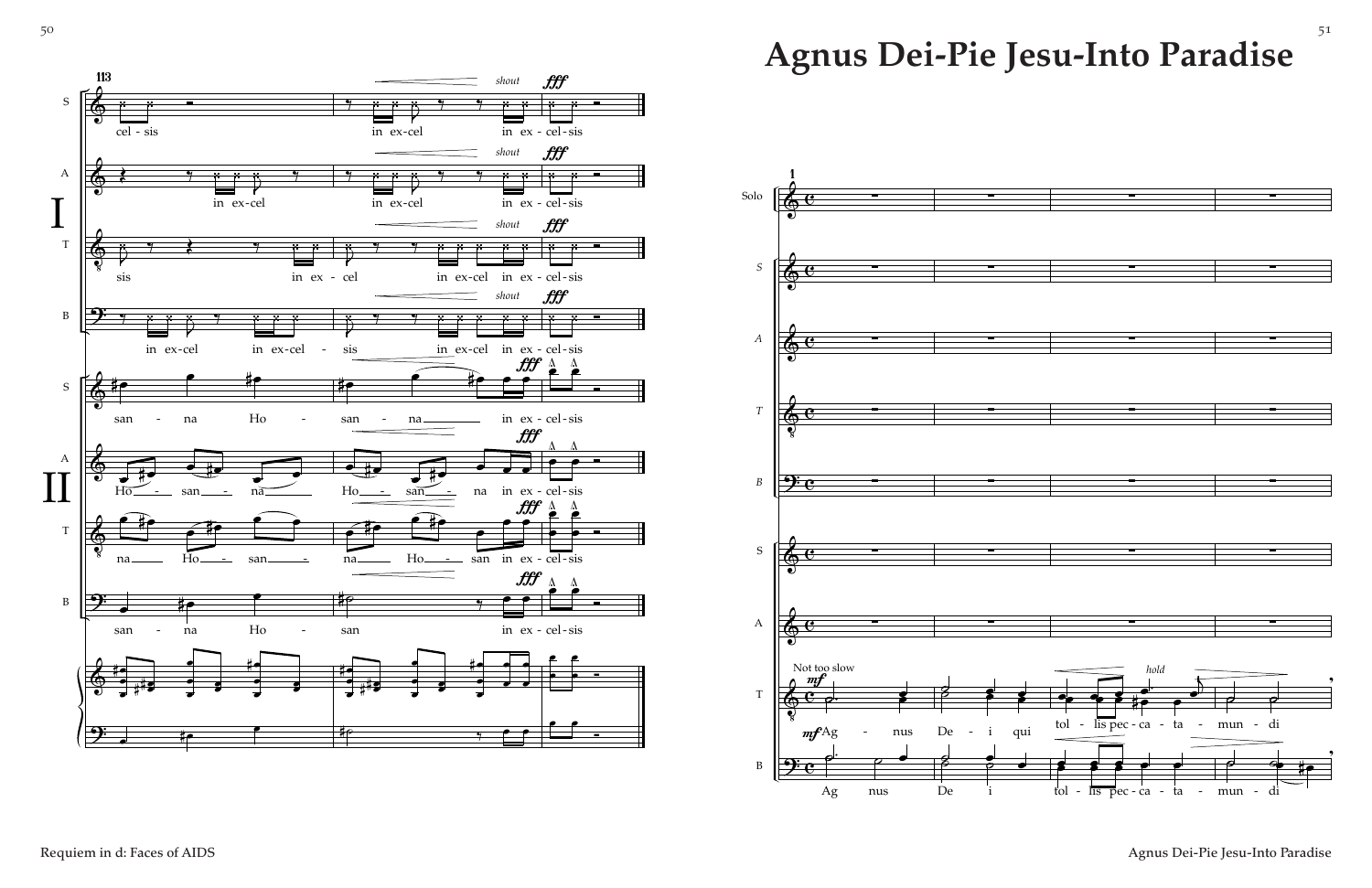# Agnus Dei-Pie Jesu-Into Paradise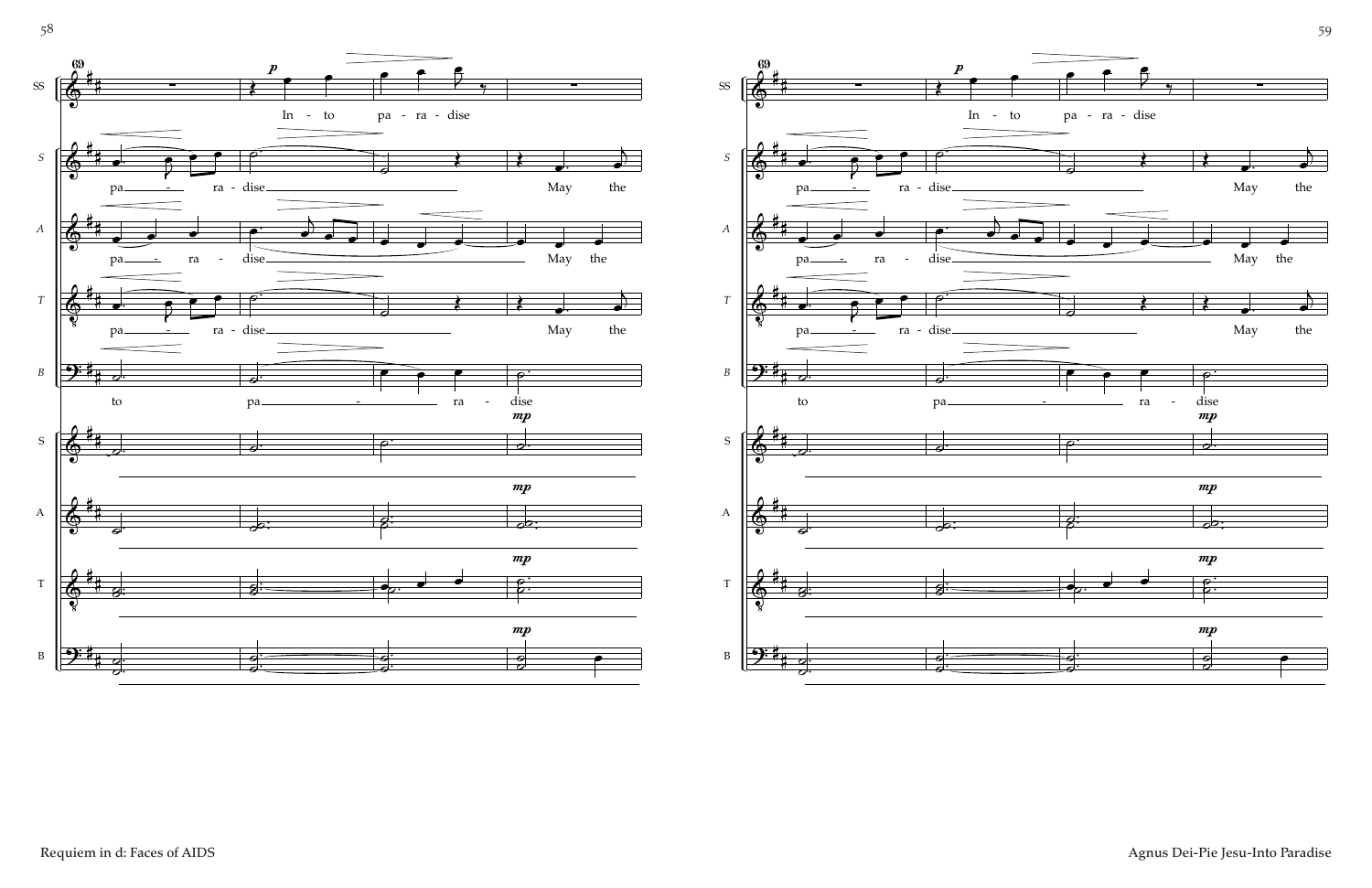69

SS: In - to pa - ra - dise

S: pa - ra - dise May the

A: pa - ra - dise May the

T: pa - ra - dise May the

B: to pa - ra - dise

S *mp*

A *mp*

T *mp*

B *mp*

69

SS: In - to pa - ra - dise

S: pa - ra - dise May the

A: pa - ra - dise May the

T: pa - ra - dise May the

B: to pa - ra - dise

S *mp*

A *mp*

T *mp*

B *mp*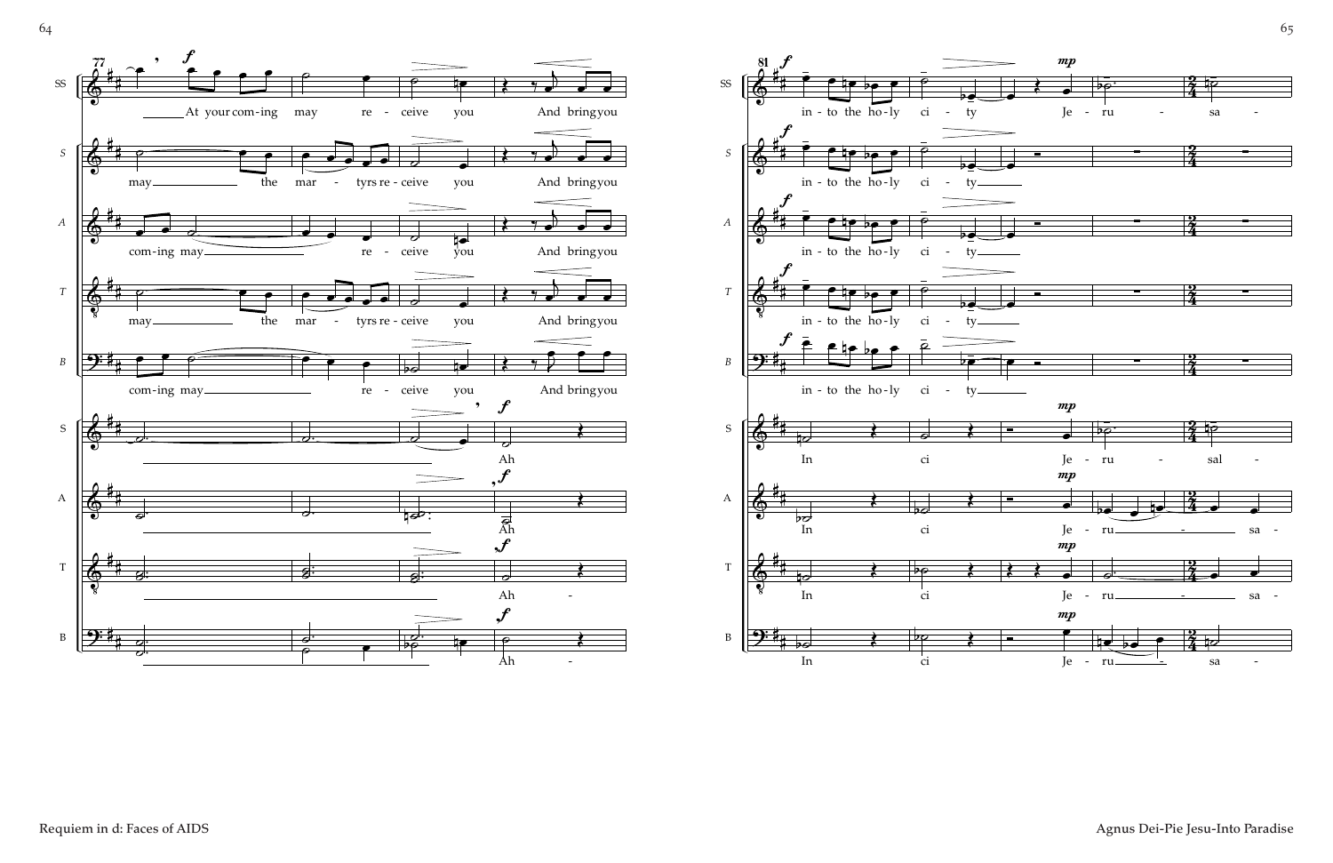**77**

SS: At your com-ing may re - ceive you And bring you

S: may the mar - tyrs re - ceive you And bring you

A: com-ing may re - ceive you And bring you

T: may the mar - tyrs re - ceive you And bring you

B: com-ing may re - ceive you And bring you

S: Ah

A: Ah

T: Ah -

B: Ah -

**81**

SS: in - to the ho - ly ci - ty Je - ru - sa -

S: in - to the ho - ly ci - ty

A: in - to the ho - ly ci - ty

T: in - to the ho - ly ci - ty

B: in - to the ho - ly ci - ty

S: In ci Je - ru - sal -

A: In ci Je - ru - sa -

T: In ci Je - ru - sa -

B: In ci Je - ru - sa -